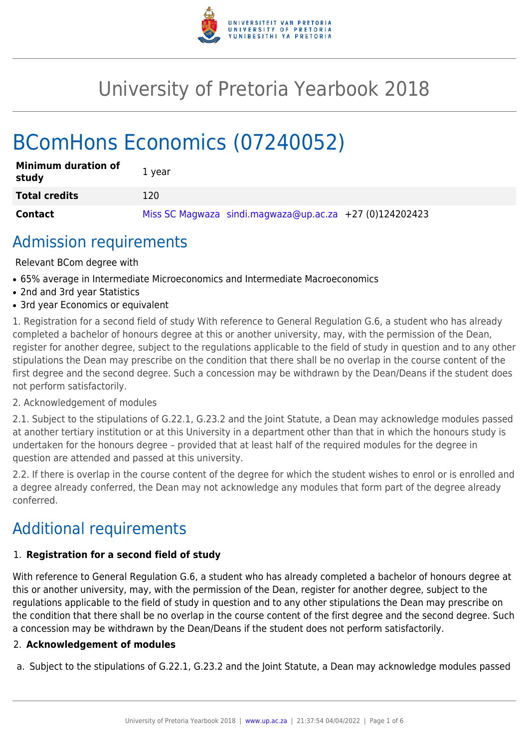# University of Pretoria Yearbook 2018

# BComHons Economics (07240052)

| Minimum duration of study | 1 year |
| --- | --- |
| **Total credits** | 120 |
| **Contact** | Miss SC Magwaza sindi.magwaza@up.ac.za +27 (0)124202423 |

## Admission requirements

Relevant BCom degree with

- 65% average in Intermediate Microeconomics and Intermediate Macroeconomics
- 2nd and 3rd year Statistics
- 3rd year Economics or equivalent

1. Registration for a second field of study With reference to General Regulation G.6, a student who has already completed a bachelor of honours degree at this or another university, may, with the permission of the Dean, register for another degree, subject to the regulations applicable to the field of study in question and to any other stipulations the Dean may prescribe on the condition that there shall be no overlap in the course content of the first degree and the second degree. Such a concession may be withdrawn by the Dean/Deans if the student does not perform satisfactorily.

2. Acknowledgement of modules

2.1. Subject to the stipulations of G.22.1, G.23.2 and the Joint Statute, a Dean may acknowledge modules passed at another tertiary institution or at this University in a department other than that in which the honours study is undertaken for the honours degree – provided that at least half of the required modules for the degree in question are attended and passed at this university.

2.2. If there is overlap in the course content of the degree for which the student wishes to enrol or is enrolled and a degree already conferred, the Dean may not acknowledge any modules that form part of the degree already conferred.

## Additional requirements

1. **Registration for a second field of study**

With reference to General Regulation G.6, a student who has already completed a bachelor of honours degree at this or another university, may, with the permission of the Dean, register for another degree, subject to the regulations applicable to the field of study in question and to any other stipulations the Dean may prescribe on the condition that there shall be no overlap in the course content of the first degree and the second degree. Such a concession may be withdrawn by the Dean/Deans if the student does not perform satisfactorily.

2. **Acknowledgement of modules**

a. Subject to the stipulations of G.22.1, G.23.2 and the Joint Statute, a Dean may acknowledge modules passed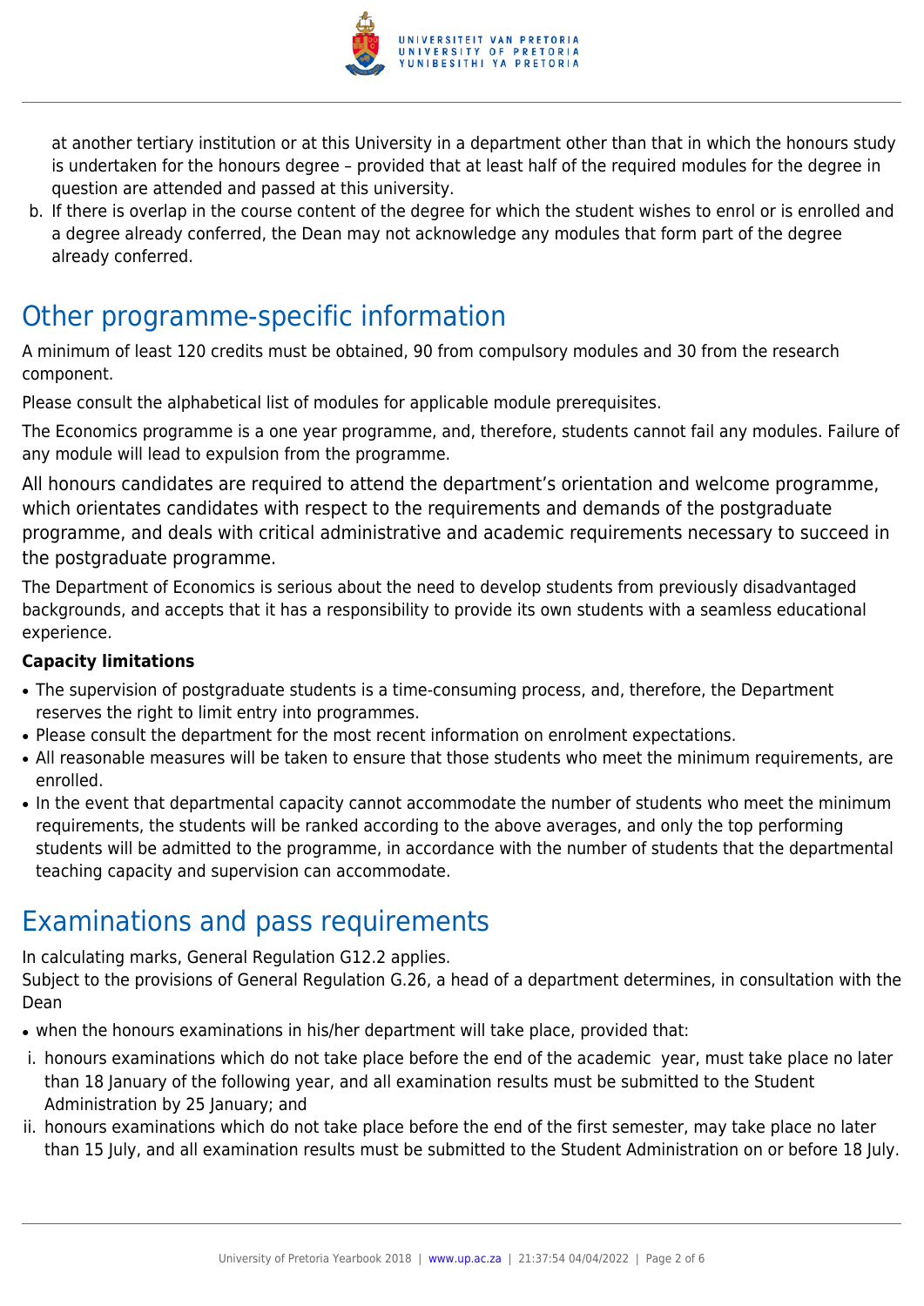at another tertiary institution or at this University in a department other than that in which the honours study is undertaken for the honours degree – provided that at least half of the required modules for the degree in question are attended and passed at this university.

b. If there is overlap in the course content of the degree for which the student wishes to enrol or is enrolled and a degree already conferred, the Dean may not acknowledge any modules that form part of the degree already conferred.

# Other programme-specific information

A minimum of least 120 credits must be obtained, 90 from compulsory modules and 30 from the research component.

Please consult the alphabetical list of modules for applicable module prerequisites.

The Economics programme is a one year programme, and, therefore, students cannot fail any modules. Failure of any module will lead to expulsion from the programme.

All honours candidates are required to attend the department's orientation and welcome programme, which orientates candidates with respect to the requirements and demands of the postgraduate programme, and deals with critical administrative and academic requirements necessary to succeed in the postgraduate programme.

The Department of Economics is serious about the need to develop students from previously disadvantaged backgrounds, and accepts that it has a responsibility to provide its own students with a seamless educational experience.

**Capacity limitations**

- The supervision of postgraduate students is a time-consuming process, and, therefore, the Department reserves the right to limit entry into programmes.
- Please consult the department for the most recent information on enrolment expectations.
- All reasonable measures will be taken to ensure that those students who meet the minimum requirements, are enrolled.
- In the event that departmental capacity cannot accommodate the number of students who meet the minimum requirements, the students will be ranked according to the above averages, and only the top performing students will be admitted to the programme, in accordance with the number of students that the departmental teaching capacity and supervision can accommodate.

# Examinations and pass requirements

In calculating marks, General Regulation G12.2 applies.
Subject to the provisions of General Regulation G.26, a head of a department determines, in consultation with the Dean

- when the honours examinations in his/her department will take place, provided that:

i. honours examinations which do not take place before the end of the academic year, must take place no later than 18 January of the following year, and all examination results must be submitted to the Student Administration by 25 January; and

ii. honours examinations which do not take place before the end of the first semester, may take place no later than 15 July, and all examination results must be submitted to the Student Administration on or before 18 July.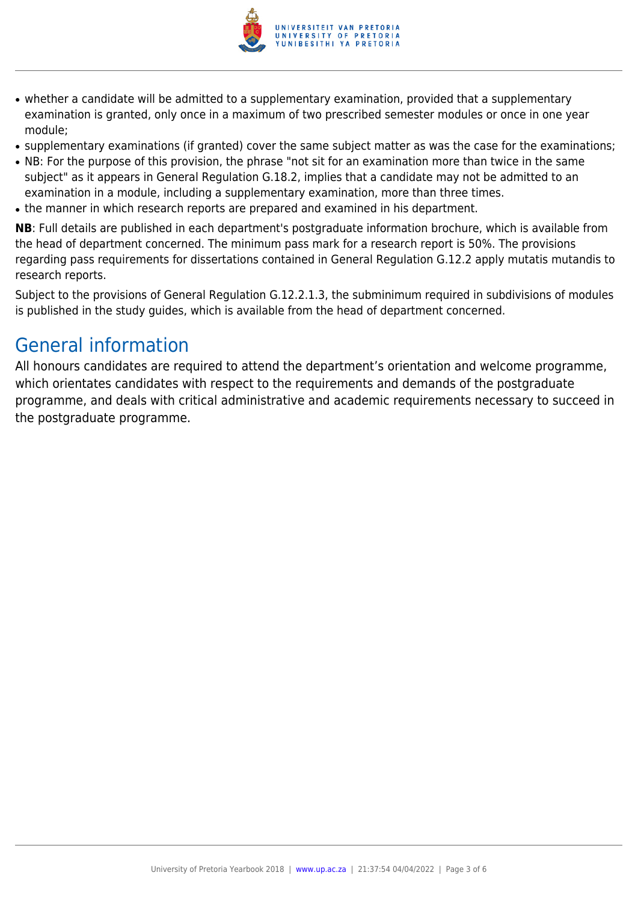- whether a candidate will be admitted to a supplementary examination, provided that a supplementary examination is granted, only once in a maximum of two prescribed semester modules or once in one year module;
- supplementary examinations (if granted) cover the same subject matter as was the case for the examinations;
- NB: For the purpose of this provision, the phrase "not sit for an examination more than twice in the same subject" as it appears in General Regulation G.18.2, implies that a candidate may not be admitted to an examination in a module, including a supplementary examination, more than three times.
- the manner in which research reports are prepared and examined in his department.

**NB**: Full details are published in each department's postgraduate information brochure, which is available from the head of department concerned. The minimum pass mark for a research report is 50%. The provisions regarding pass requirements for dissertations contained in General Regulation G.12.2 apply mutatis mutandis to research reports.

Subject to the provisions of General Regulation G.12.2.1.3, the subminimum required in subdivisions of modules is published in the study guides, which is available from the head of department concerned.

## General information

All honours candidates are required to attend the department's orientation and welcome programme, which orientates candidates with respect to the requirements and demands of the postgraduate programme, and deals with critical administrative and academic requirements necessary to succeed in the postgraduate programme.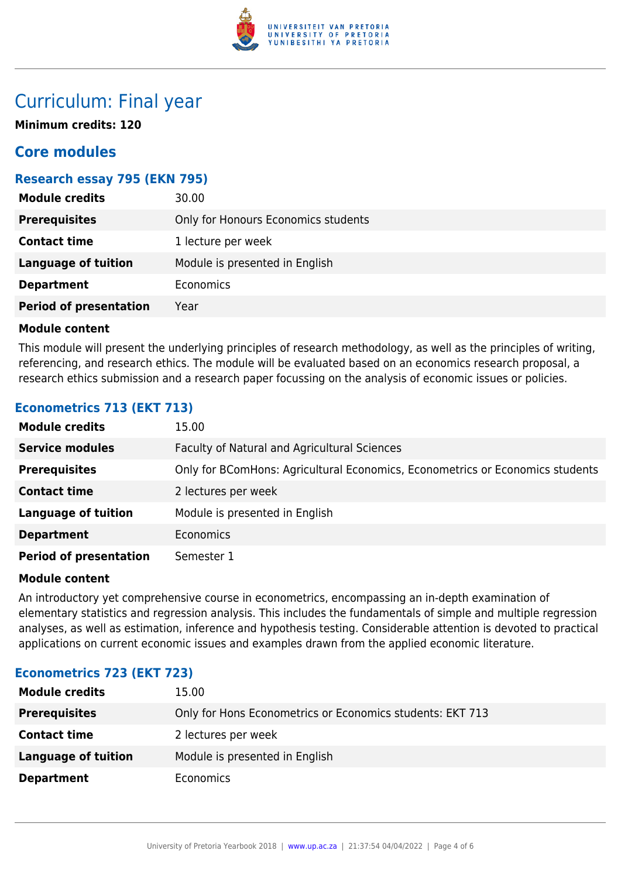# Curriculum: Final year

**Minimum credits: 120**

## Core modules

### Research essay 795 (EKN 795)

| | |
|---|---|
| **Module credits** | 30.00 |
| **Prerequisites** | Only for Honours Economics students |
| **Contact time** | 1 lecture per week |
| **Language of tuition** | Module is presented in English |
| **Department** | Economics |
| **Period of presentation** | Year |

**Module content**

This module will present the underlying principles of research methodology, as well as the principles of writing, referencing, and research ethics. The module will be evaluated based on an economics research proposal, a research ethics submission and a research paper focussing on the analysis of economic issues or policies.

### Econometrics 713 (EKT 713)

| | |
|---|---|
| **Module credits** | 15.00 |
| **Service modules** | Faculty of Natural and Agricultural Sciences |
| **Prerequisites** | Only for BComHons: Agricultural Economics, Econometrics or Economics students |
| **Contact time** | 2 lectures per week |
| **Language of tuition** | Module is presented in English |
| **Department** | Economics |
| **Period of presentation** | Semester 1 |

**Module content**

An introductory yet comprehensive course in econometrics, encompassing an in-depth examination of elementary statistics and regression analysis. This includes the fundamentals of simple and multiple regression analyses, as well as estimation, inference and hypothesis testing. Considerable attention is devoted to practical applications on current economic issues and examples drawn from the applied economic literature.

### Econometrics 723 (EKT 723)

| | |
|---|---|
| **Module credits** | 15.00 |
| **Prerequisites** | Only for Hons Econometrics or Economics students: EKT 713 |
| **Contact time** | 2 lectures per week |
| **Language of tuition** | Module is presented in English |
| **Department** | Economics |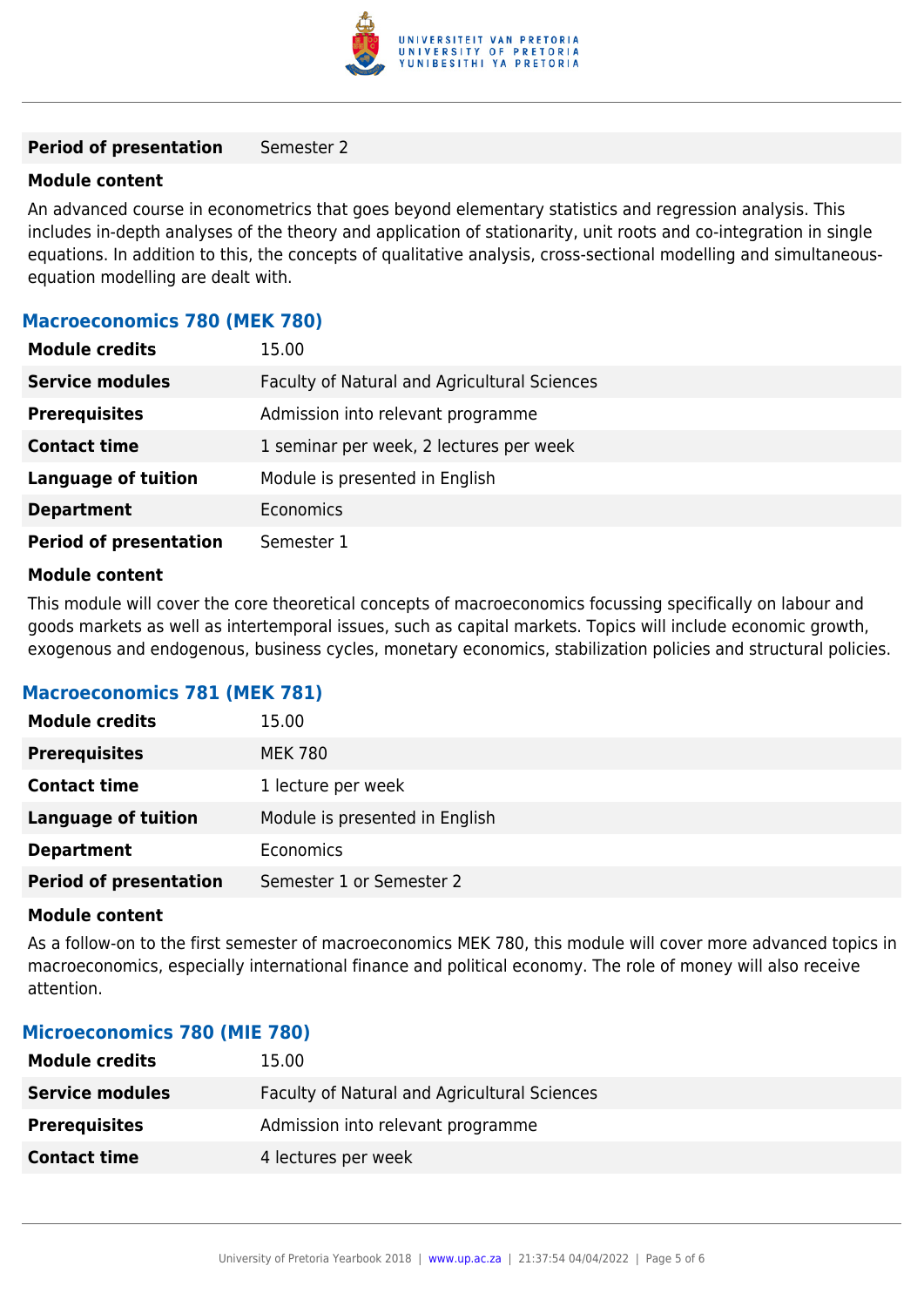| | |
|---|---|
| **Period of presentation** | Semester 2 |

**Module content**

An advanced course in econometrics that goes beyond elementary statistics and regression analysis. This includes in-depth analyses of the theory and application of stationarity, unit roots and co-integration in single equations. In addition to this, the concepts of qualitative analysis, cross-sectional modelling and simultaneous-equation modelling are dealt with.

### Macroeconomics 780 (MEK 780)

| | |
|---|---|
| **Module credits** | 15.00 |
| **Service modules** | Faculty of Natural and Agricultural Sciences |
| **Prerequisites** | Admission into relevant programme |
| **Contact time** | 1 seminar per week, 2 lectures per week |
| **Language of tuition** | Module is presented in English |
| **Department** | Economics |
| **Period of presentation** | Semester 1 |

**Module content**

This module will cover the core theoretical concepts of macroeconomics focussing specifically on labour and goods markets as well as intertemporal issues, such as capital markets. Topics will include economic growth, exogenous and endogenous, business cycles, monetary economics, stabilization policies and structural policies.

### Macroeconomics 781 (MEK 781)

| | |
|---|---|
| **Module credits** | 15.00 |
| **Prerequisites** | MEK 780 |
| **Contact time** | 1 lecture per week |
| **Language of tuition** | Module is presented in English |
| **Department** | Economics |
| **Period of presentation** | Semester 1 or Semester 2 |

**Module content**

As a follow-on to the first semester of macroeconomics MEK 780, this module will cover more advanced topics in macroeconomics, especially international finance and political economy. The role of money will also receive attention.

### Microeconomics 780 (MIE 780)

| | |
|---|---|
| **Module credits** | 15.00 |
| **Service modules** | Faculty of Natural and Agricultural Sciences |
| **Prerequisites** | Admission into relevant programme |
| **Contact time** | 4 lectures per week |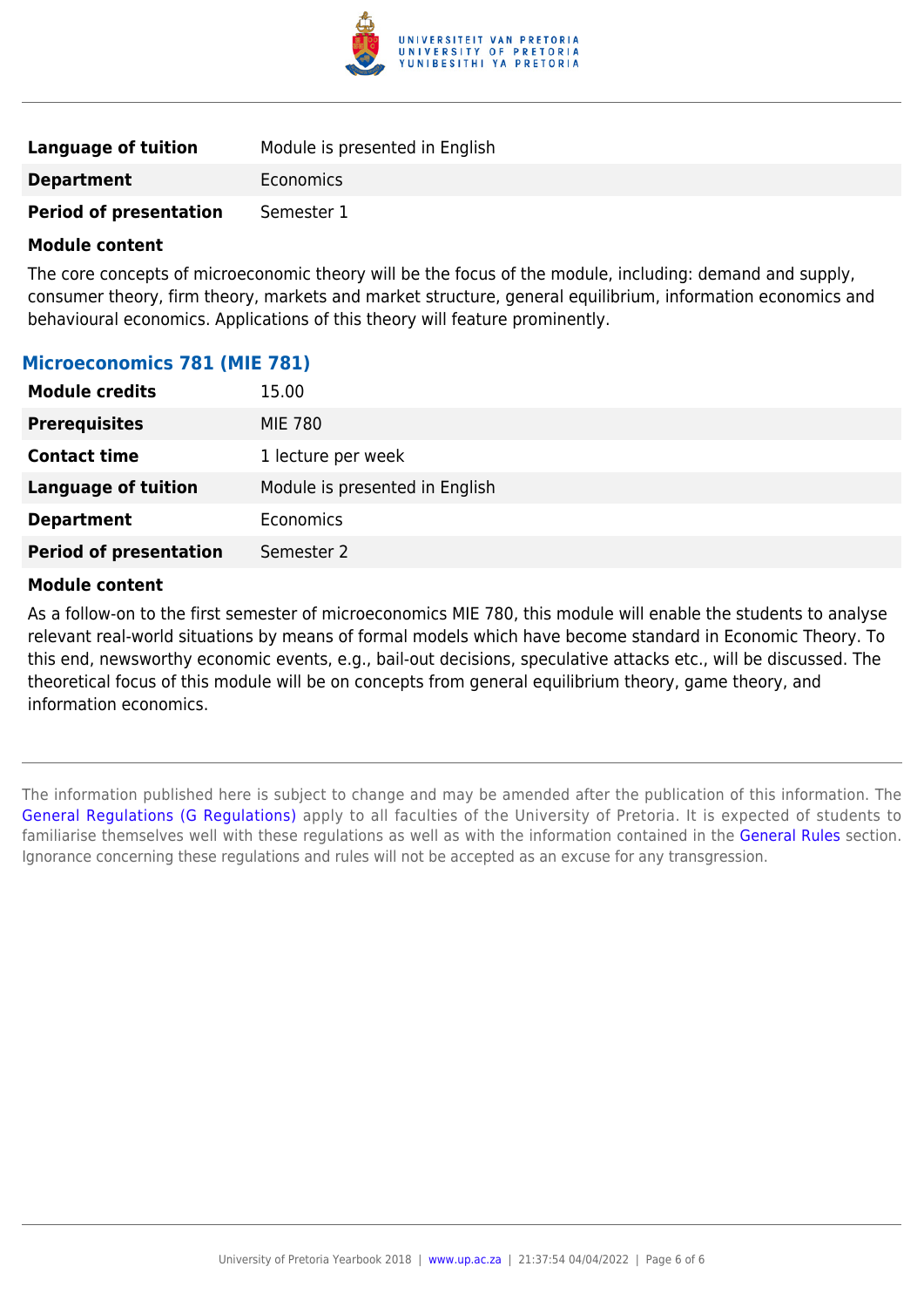| | |
|---|---|
| **Language of tuition** | Module is presented in English |
| **Department** | Economics |
| **Period of presentation** | Semester 1 |

**Module content**

The core concepts of microeconomic theory will be the focus of the module, including: demand and supply, consumer theory, firm theory, markets and market structure, general equilibrium, information economics and behavioural economics. Applications of this theory will feature prominently.

### Microeconomics 781 (MIE 781)

| | |
|---|---|
| **Module credits** | 15.00 |
| **Prerequisites** | MIE 780 |
| **Contact time** | 1 lecture per week |
| **Language of tuition** | Module is presented in English |
| **Department** | Economics |
| **Period of presentation** | Semester 2 |

**Module content**

As a follow-on to the first semester of microeconomics MIE 780, this module will enable the students to analyse relevant real-world situations by means of formal models which have become standard in Economic Theory. To this end, newsworthy economic events, e.g., bail-out decisions, speculative attacks etc., will be discussed. The theoretical focus of this module will be on concepts from general equilibrium theory, game theory, and information economics.

The information published here is subject to change and may be amended after the publication of this information. The General Regulations (G Regulations) apply to all faculties of the University of Pretoria. It is expected of students to familiarise themselves well with these regulations as well as with the information contained in the General Rules section. Ignorance concerning these regulations and rules will not be accepted as an excuse for any transgression.